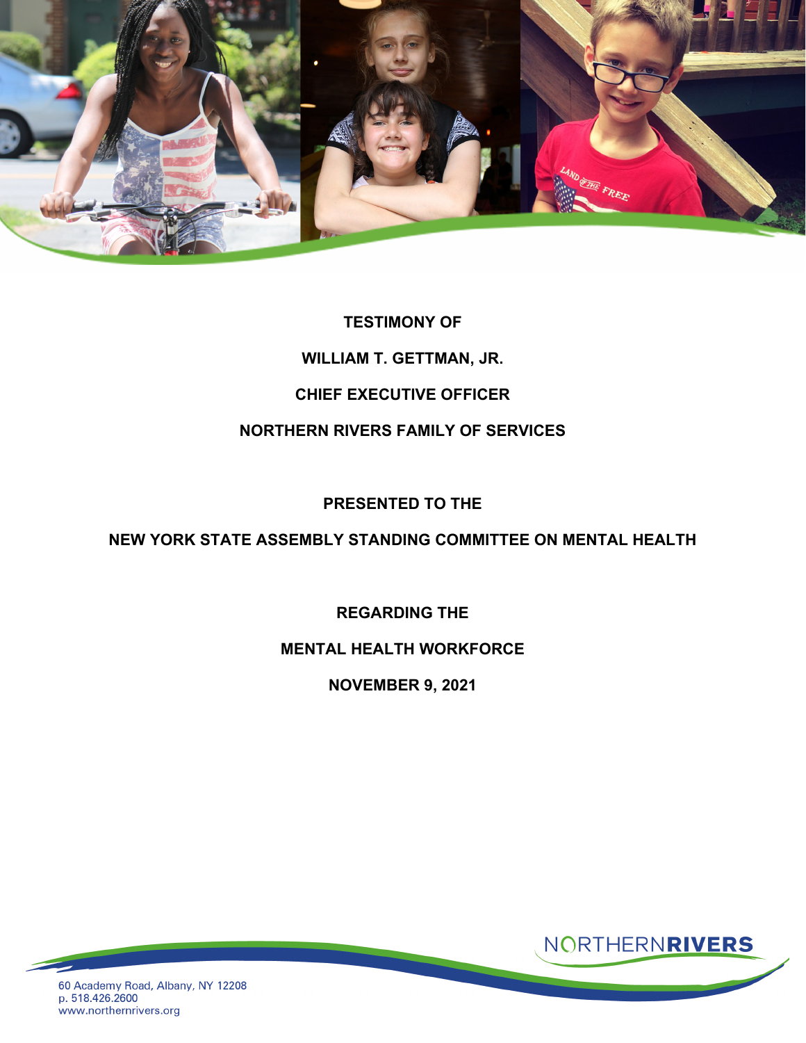**TESTIMONY OF**

**WILLIAM T. GETTMAN, JR.**

**CHIEF EXECUTIVE OFFICER**

**NORTHERN RIVERS FAMILY OF SERVICES**

**PRESENTED TO THE**

**NEW YORK STATE ASSEMBLY STANDING COMMITTEE ON MENTAL HEALTH**

**REGARDING THE**

**MENTAL HEALTH WORKFORCE**

**NOVEMBER 9, 2021**

NORTHERN**RIVERS**

60 Academy Road, Albany, NY 12208
p. 518.426.2600
www.northernrivers.org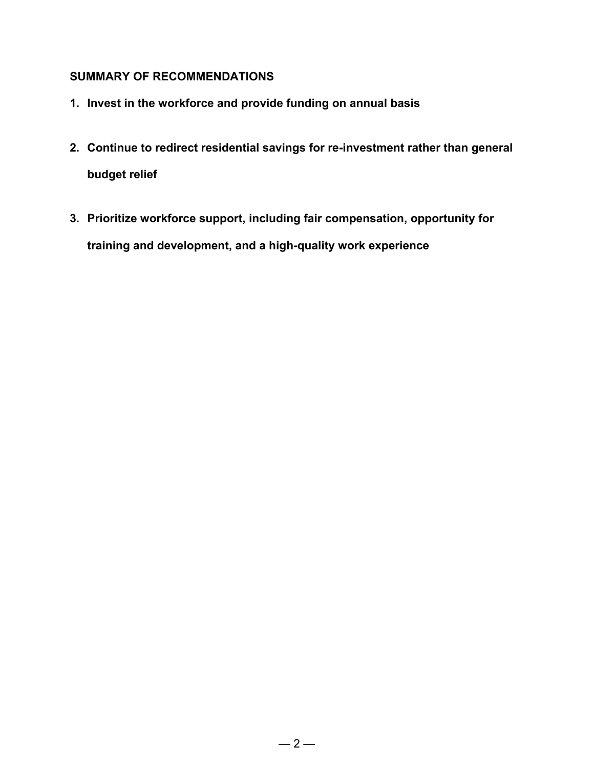## SUMMARY OF RECOMMENDATIONS

1. **Invest in the workforce and provide funding on annual basis**

2. **Continue to redirect residential savings for re-investment rather than general budget relief**

3. **Prioritize workforce support, including fair compensation, opportunity for training and development, and a high-quality work experience**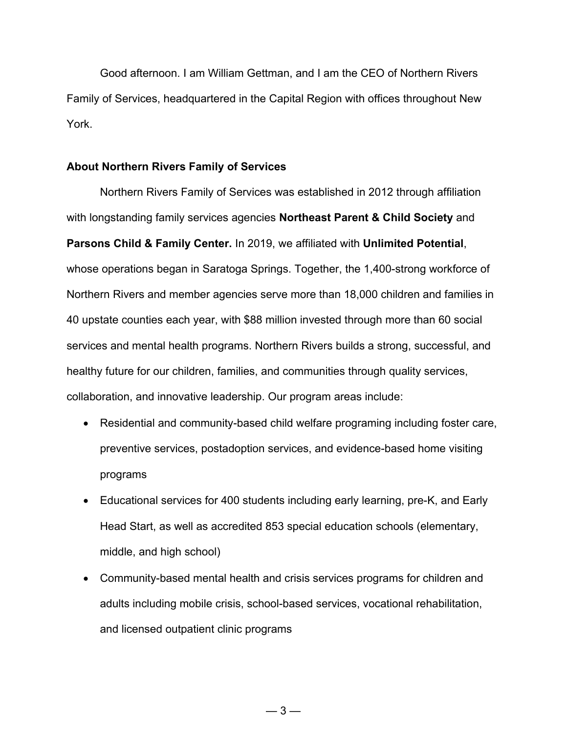Good afternoon. I am William Gettman, and I am the CEO of Northern Rivers Family of Services, headquartered in the Capital Region with offices throughout New York.

**About Northern Rivers Family of Services**

Northern Rivers Family of Services was established in 2012 through affiliation with longstanding family services agencies **Northeast Parent & Child Society** and **Parsons Child & Family Center.** In 2019, we affiliated with **Unlimited Potential**, whose operations began in Saratoga Springs. Together, the 1,400-strong workforce of Northern Rivers and member agencies serve more than 18,000 children and families in 40 upstate counties each year, with $88 million invested through more than 60 social services and mental health programs. Northern Rivers builds a strong, successful, and healthy future for our children, families, and communities through quality services, collaboration, and innovative leadership. Our program areas include:

- Residential and community-based child welfare programing including foster care, preventive services, postadoption services, and evidence-based home visiting programs
- Educational services for 400 students including early learning, pre-K, and Early Head Start, as well as accredited 853 special education schools (elementary, middle, and high school)
- Community-based mental health and crisis services programs for children and adults including mobile crisis, school-based services, vocational rehabilitation, and licensed outpatient clinic programs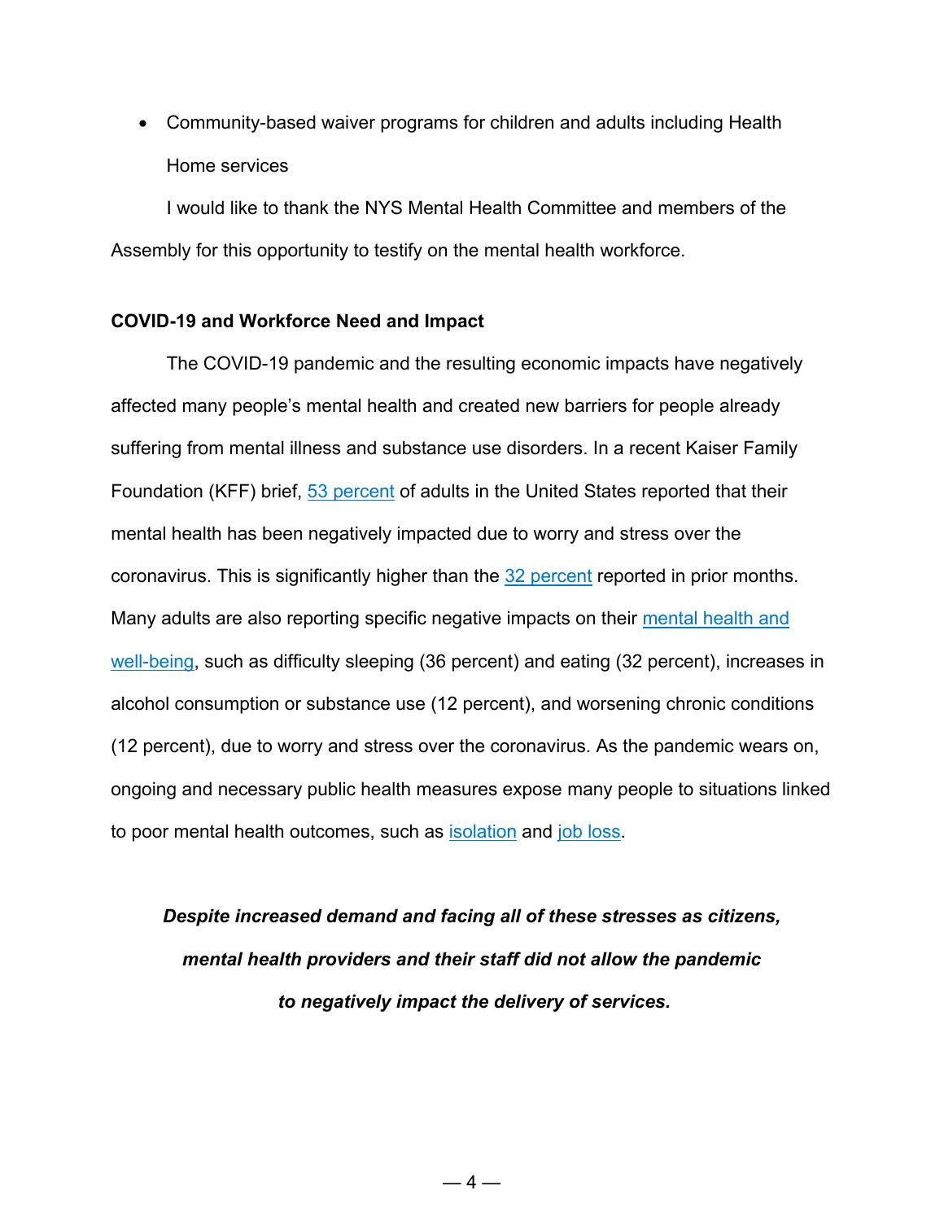- Community-based waiver programs for children and adults including Health Home services

I would like to thank the NYS Mental Health Committee and members of the Assembly for this opportunity to testify on the mental health workforce.

**COVID-19 and Workforce Need and Impact**

The COVID-19 pandemic and the resulting economic impacts have negatively affected many people's mental health and created new barriers for people already suffering from mental illness and substance use disorders. In a recent Kaiser Family Foundation (KFF) brief, 53 percent of adults in the United States reported that their mental health has been negatively impacted due to worry and stress over the coronavirus. This is significantly higher than the 32 percent reported in prior months. Many adults are also reporting specific negative impacts on their mental health and well-being, such as difficulty sleeping (36 percent) and eating (32 percent), increases in alcohol consumption or substance use (12 percent), and worsening chronic conditions (12 percent), due to worry and stress over the coronavirus. As the pandemic wears on, ongoing and necessary public health measures expose many people to situations linked to poor mental health outcomes, such as isolation and job loss.

***Despite increased demand and facing all of these stresses as citizens, mental health providers and their staff did not allow the pandemic to negatively impact the delivery of services.***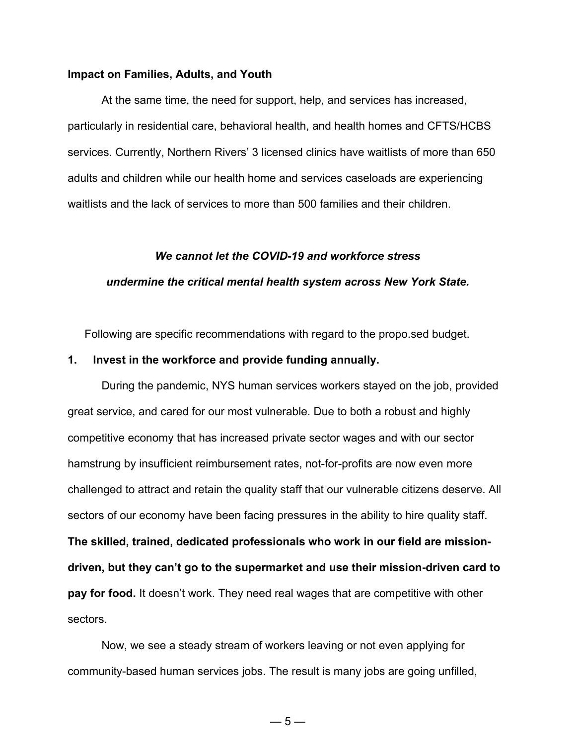**Impact on Families, Adults, and Youth**

At the same time, the need for support, help, and services has increased, particularly in residential care, behavioral health, and health homes and CFTS/HCBS services. Currently, Northern Rivers' 3 licensed clinics have waitlists of more than 650 adults and children while our health home and services caseloads are experiencing waitlists and the lack of services to more than 500 families and their children.

***We cannot let the COVID-19 and workforce stress undermine the critical mental health system across New York State.***

Following are specific recommendations with regard to the propo.sed budget.

**1. Invest in the workforce and provide funding annually.**

During the pandemic, NYS human services workers stayed on the job, provided great service, and cared for our most vulnerable. Due to both a robust and highly competitive economy that has increased private sector wages and with our sector hamstrung by insufficient reimbursement rates, not-for-profits are now even more challenged to attract and retain the quality staff that our vulnerable citizens deserve. All sectors of our economy have been facing pressures in the ability to hire quality staff. **The skilled, trained, dedicated professionals who work in our field are mission-driven, but they can't go to the supermarket and use their mission-driven card to pay for food.** It doesn't work. They need real wages that are competitive with other sectors.

Now, we see a steady stream of workers leaving or not even applying for community-based human services jobs. The result is many jobs are going unfilled,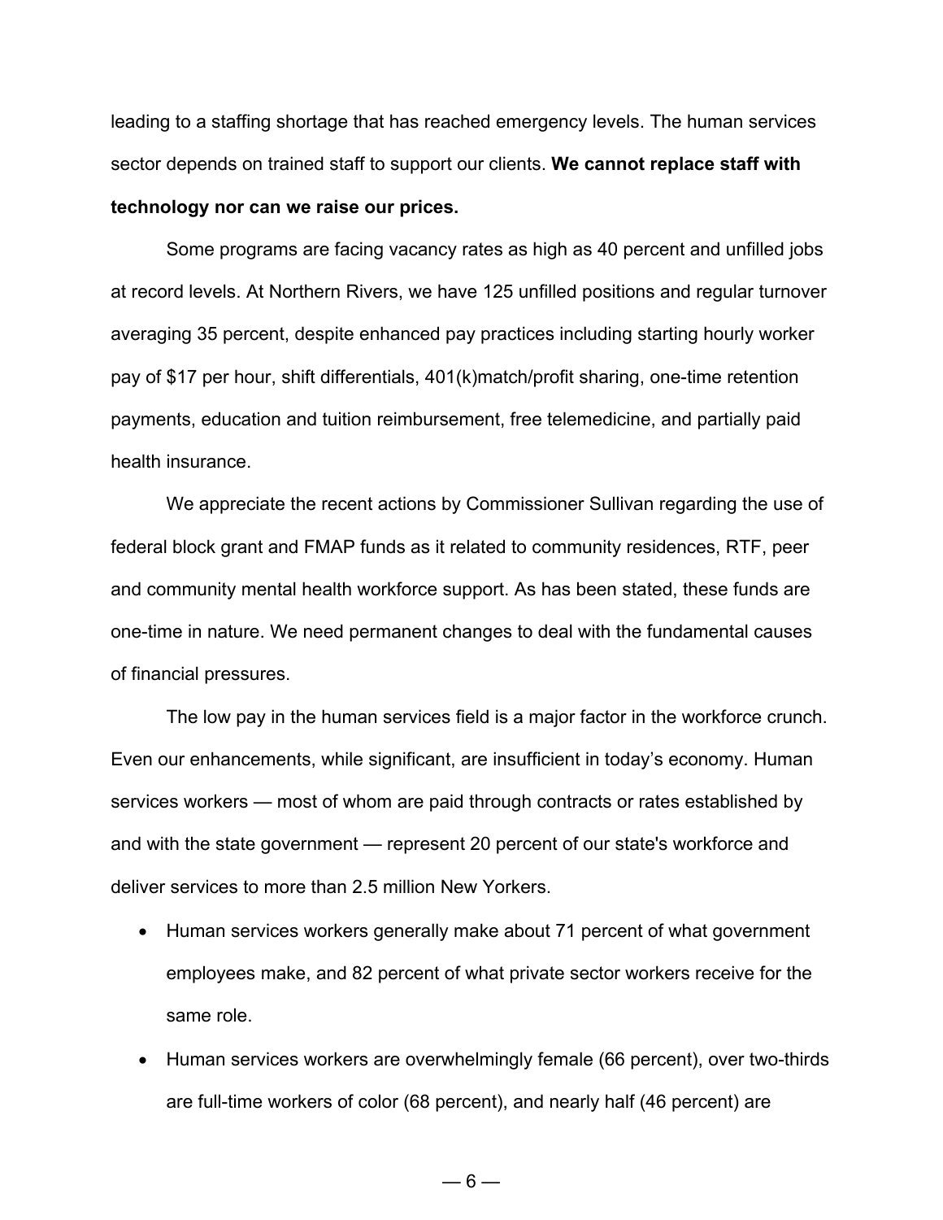leading to a staffing shortage that has reached emergency levels. The human services sector depends on trained staff to support our clients. **We cannot replace staff with technology nor can we raise our prices.**

Some programs are facing vacancy rates as high as 40 percent and unfilled jobs at record levels. At Northern Rivers, we have 125 unfilled positions and regular turnover averaging 35 percent, despite enhanced pay practices including starting hourly worker pay of $17 per hour, shift differentials, 401(k)match/profit sharing, one-time retention payments, education and tuition reimbursement, free telemedicine, and partially paid health insurance.

We appreciate the recent actions by Commissioner Sullivan regarding the use of federal block grant and FMAP funds as it related to community residences, RTF, peer and community mental health workforce support. As has been stated, these funds are one-time in nature. We need permanent changes to deal with the fundamental causes of financial pressures.

The low pay in the human services field is a major factor in the workforce crunch. Even our enhancements, while significant, are insufficient in today's economy. Human services workers — most of whom are paid through contracts or rates established by and with the state government — represent 20 percent of our state's workforce and deliver services to more than 2.5 million New Yorkers.

- Human services workers generally make about 71 percent of what government employees make, and 82 percent of what private sector workers receive for the same role.
- Human services workers are overwhelmingly female (66 percent), over two-thirds are full-time workers of color (68 percent), and nearly half (46 percent) are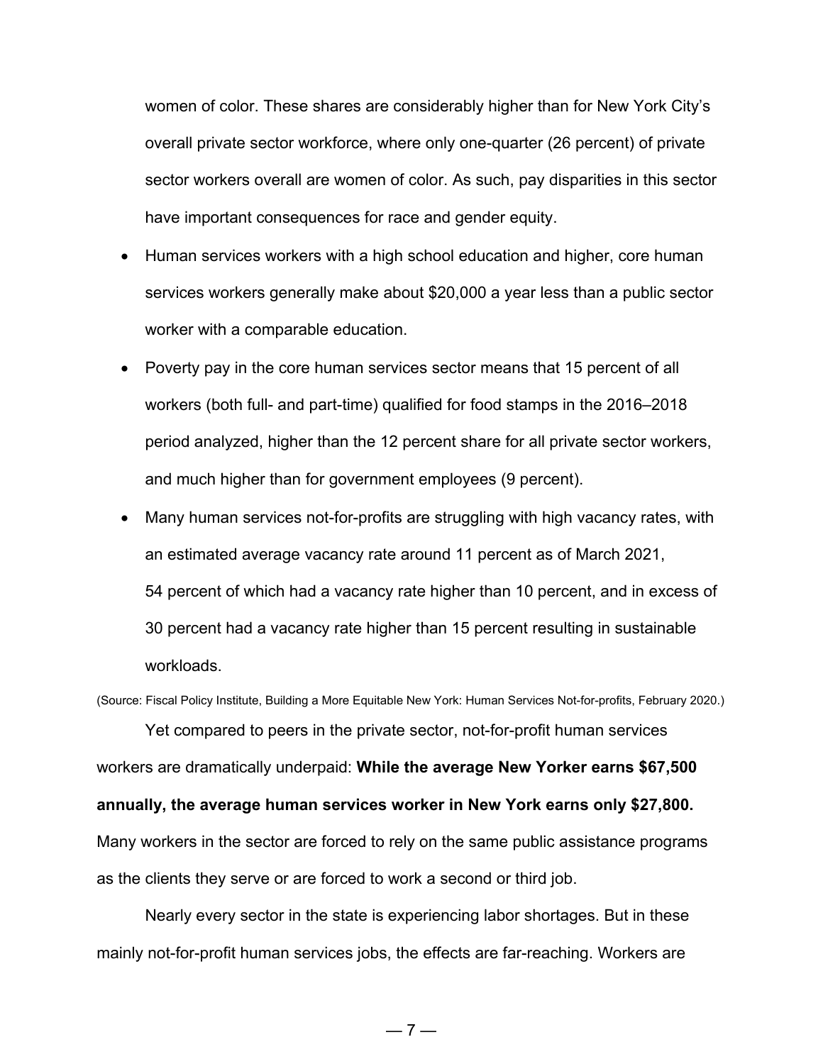women of color. These shares are considerably higher than for New York City's overall private sector workforce, where only one-quarter (26 percent) of private sector workers overall are women of color. As such, pay disparities in this sector have important consequences for race and gender equity.

- Human services workers with a high school education and higher, core human services workers generally make about $20,000 a year less than a public sector worker with a comparable education.
- Poverty pay in the core human services sector means that 15 percent of all workers (both full- and part-time) qualified for food stamps in the 2016–2018 period analyzed, higher than the 12 percent share for all private sector workers, and much higher than for government employees (9 percent).
- Many human services not-for-profits are struggling with high vacancy rates, with an estimated average vacancy rate around 11 percent as of March 2021, 54 percent of which had a vacancy rate higher than 10 percent, and in excess of 30 percent had a vacancy rate higher than 15 percent resulting in sustainable workloads.

(Source: Fiscal Policy Institute, Building a More Equitable New York: Human Services Not-for-profits, February 2020.)

Yet compared to peers in the private sector, not-for-profit human services workers are dramatically underpaid: **While the average New Yorker earns $67,500 annually, the average human services worker in New York earns only $27,800.** Many workers in the sector are forced to rely on the same public assistance programs as the clients they serve or are forced to work a second or third job.

Nearly every sector in the state is experiencing labor shortages. But in these mainly not-for-profit human services jobs, the effects are far-reaching. Workers are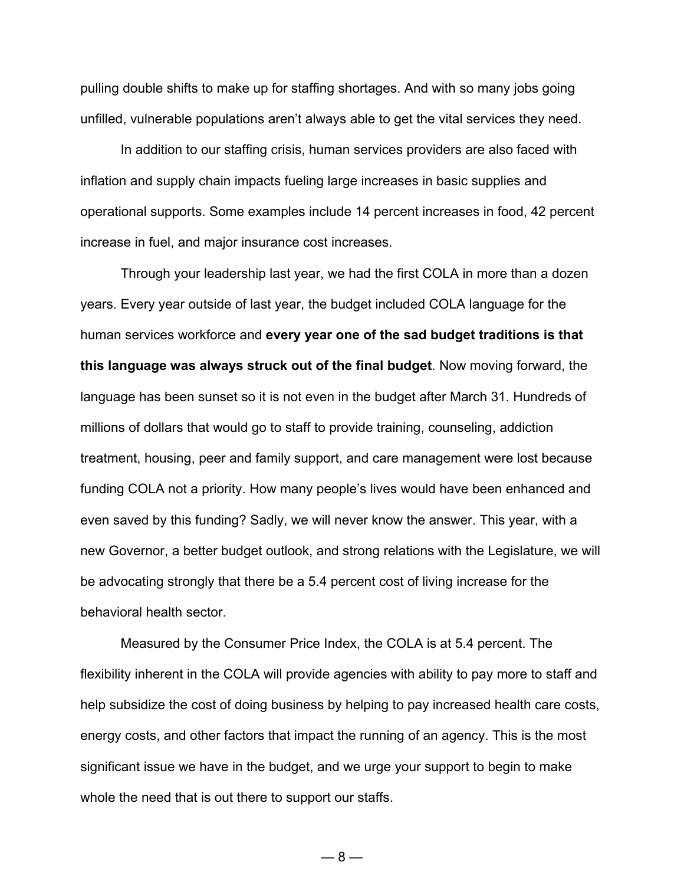pulling double shifts to make up for staffing shortages. And with so many jobs going unfilled, vulnerable populations aren't always able to get the vital services they need.

In addition to our staffing crisis, human services providers are also faced with inflation and supply chain impacts fueling large increases in basic supplies and operational supports. Some examples include 14 percent increases in food, 42 percent increase in fuel, and major insurance cost increases.

Through your leadership last year, we had the first COLA in more than a dozen years. Every year outside of last year, the budget included COLA language for the human services workforce and **every year one of the sad budget traditions is that this language was always struck out of the final budget**. Now moving forward, the language has been sunset so it is not even in the budget after March 31. Hundreds of millions of dollars that would go to staff to provide training, counseling, addiction treatment, housing, peer and family support, and care management were lost because funding COLA not a priority. How many people's lives would have been enhanced and even saved by this funding? Sadly, we will never know the answer. This year, with a new Governor, a better budget outlook, and strong relations with the Legislature, we will be advocating strongly that there be a 5.4 percent cost of living increase for the behavioral health sector.

Measured by the Consumer Price Index, the COLA is at 5.4 percent. The flexibility inherent in the COLA will provide agencies with ability to pay more to staff and help subsidize the cost of doing business by helping to pay increased health care costs, energy costs, and other factors that impact the running of an agency. This is the most significant issue we have in the budget, and we urge your support to begin to make whole the need that is out there to support our staffs.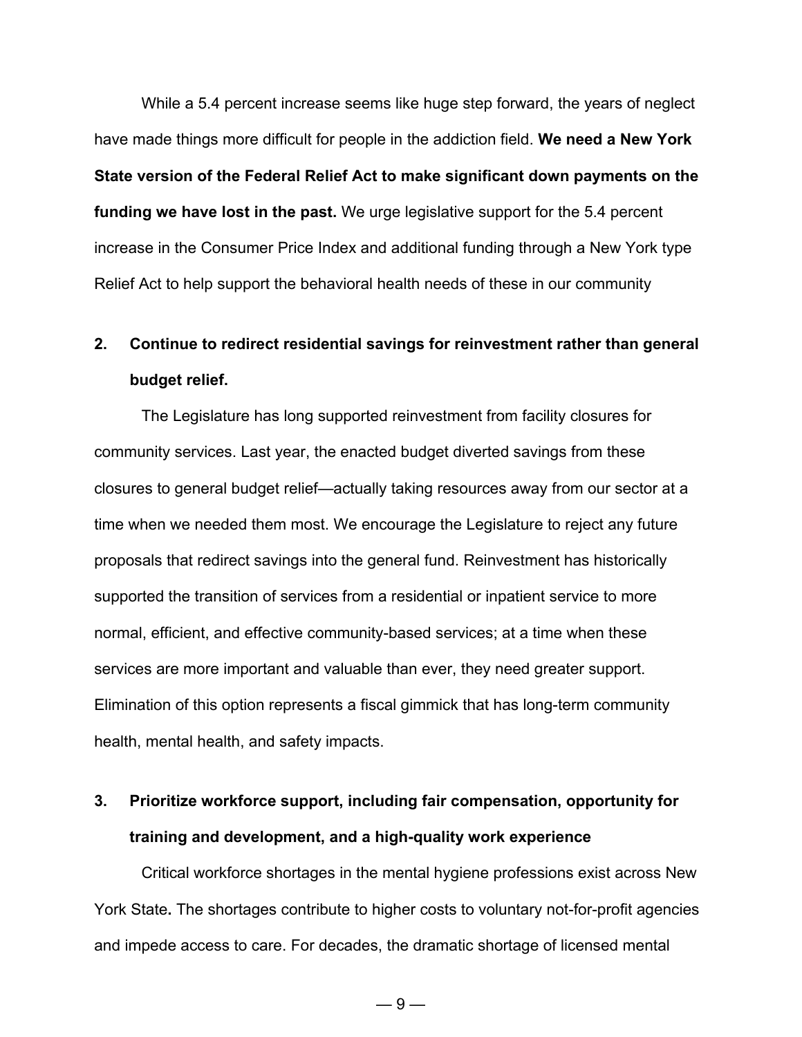While a 5.4 percent increase seems like huge step forward, the years of neglect have made things more difficult for people in the addiction field. **We need a New York State version of the Federal Relief Act to make significant down payments on the funding we have lost in the past.** We urge legislative support for the 5.4 percent increase in the Consumer Price Index and additional funding through a New York type Relief Act to help support the behavioral health needs of these in our community

**2. Continue to redirect residential savings for reinvestment rather than general budget relief.**

The Legislature has long supported reinvestment from facility closures for community services. Last year, the enacted budget diverted savings from these closures to general budget relief—actually taking resources away from our sector at a time when we needed them most. We encourage the Legislature to reject any future proposals that redirect savings into the general fund. Reinvestment has historically supported the transition of services from a residential or inpatient service to more normal, efficient, and effective community-based services; at a time when these services are more important and valuable than ever, they need greater support. Elimination of this option represents a fiscal gimmick that has long-term community health, mental health, and safety impacts.

**3. Prioritize workforce support, including fair compensation, opportunity for training and development, and a high-quality work experience**

Critical workforce shortages in the mental hygiene professions exist across New York State**.** The shortages contribute to higher costs to voluntary not-for-profit agencies and impede access to care. For decades, the dramatic shortage of licensed mental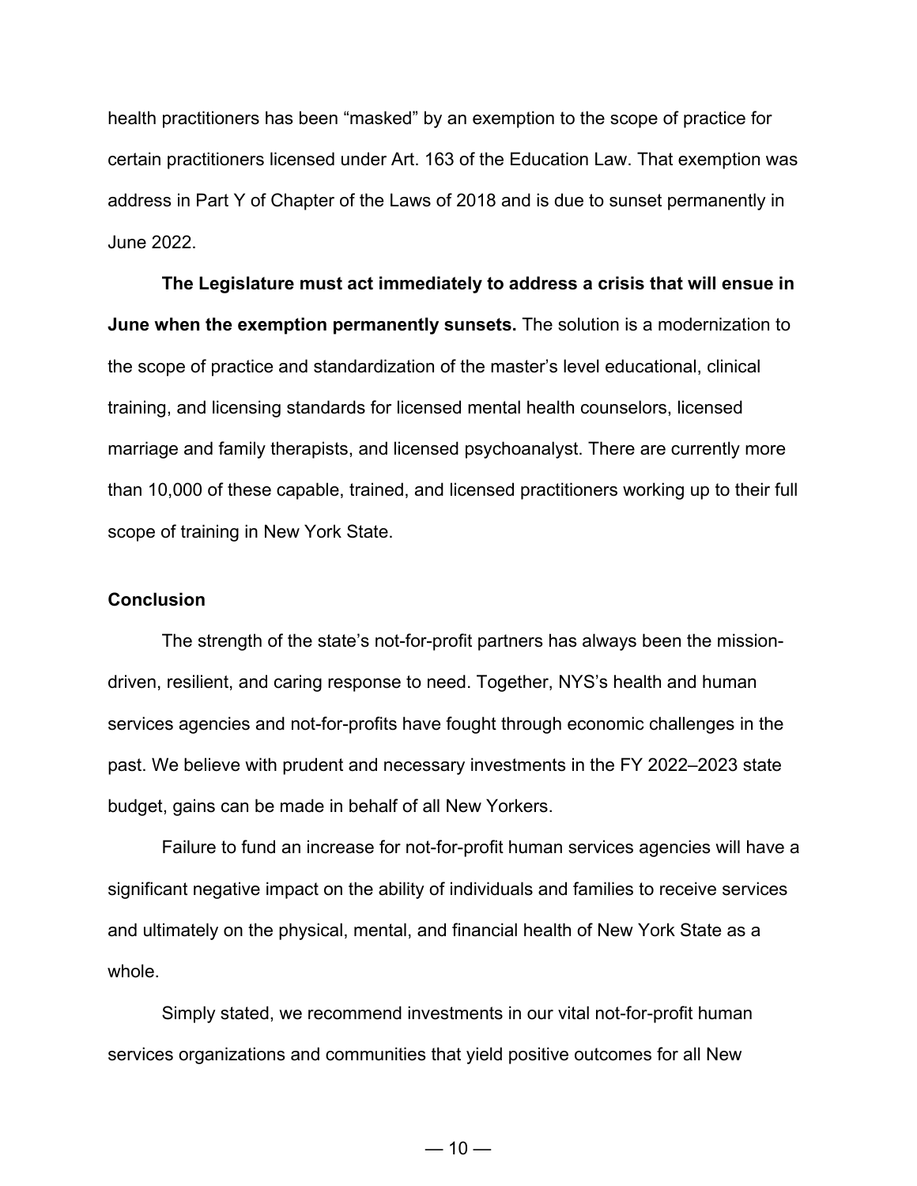health practitioners has been "masked" by an exemption to the scope of practice for certain practitioners licensed under Art. 163 of the Education Law. That exemption was address in Part Y of Chapter of the Laws of 2018 and is due to sunset permanently in June 2022.

**The Legislature must act immediately to address a crisis that will ensue in June when the exemption permanently sunsets.** The solution is a modernization to the scope of practice and standardization of the master's level educational, clinical training, and licensing standards for licensed mental health counselors, licensed marriage and family therapists, and licensed psychoanalyst. There are currently more than 10,000 of these capable, trained, and licensed practitioners working up to their full scope of training in New York State.

### Conclusion

The strength of the state's not-for-profit partners has always been the mission-driven, resilient, and caring response to need. Together, NYS's health and human services agencies and not-for-profits have fought through economic challenges in the past. We believe with prudent and necessary investments in the FY 2022–2023 state budget, gains can be made in behalf of all New Yorkers.

Failure to fund an increase for not-for-profit human services agencies will have a significant negative impact on the ability of individuals and families to receive services and ultimately on the physical, mental, and financial health of New York State as a whole.

Simply stated, we recommend investments in our vital not-for-profit human services organizations and communities that yield positive outcomes for all New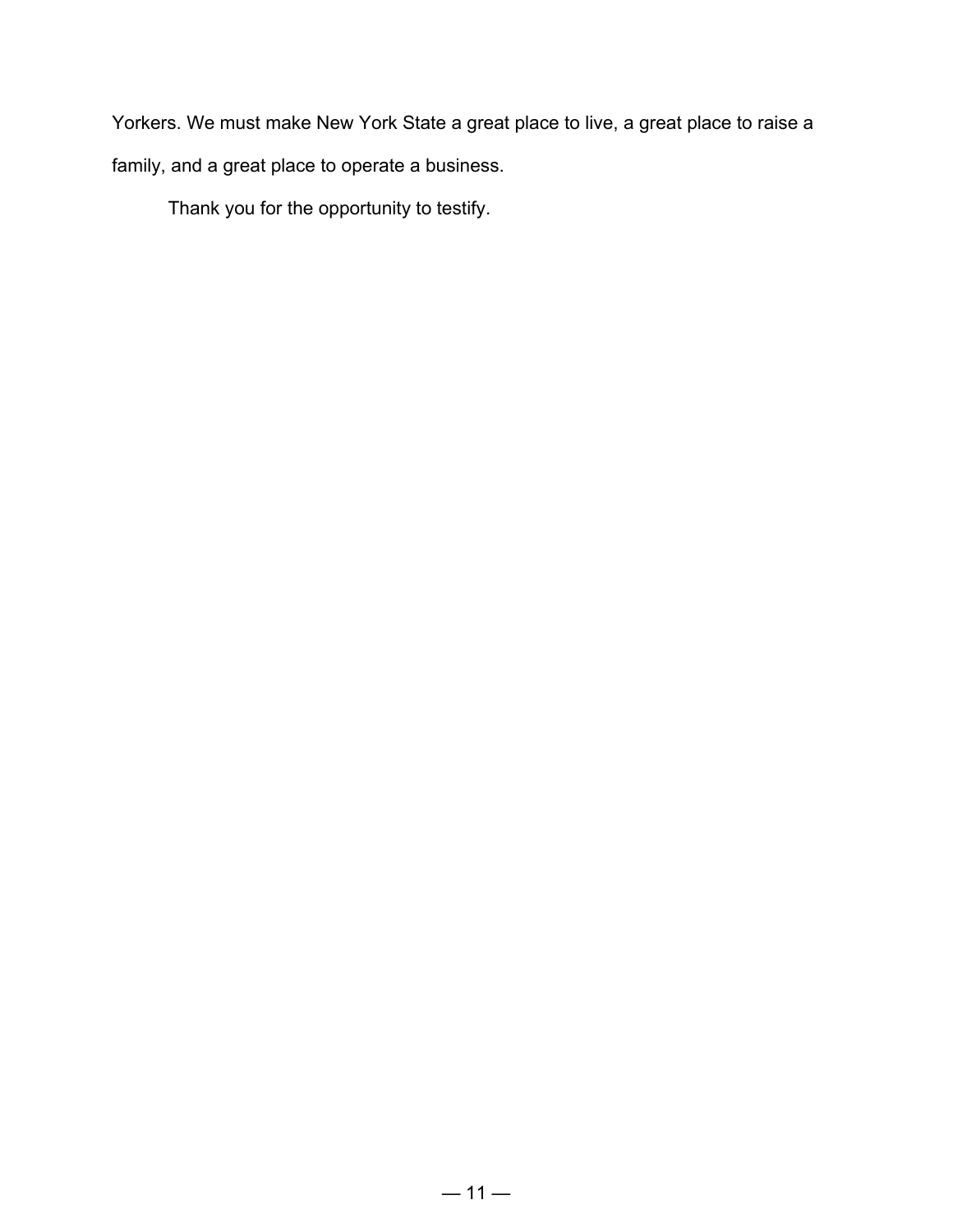Yorkers. We must make New York State a great place to live, a great place to raise a family, and a great place to operate a business.

Thank you for the opportunity to testify.